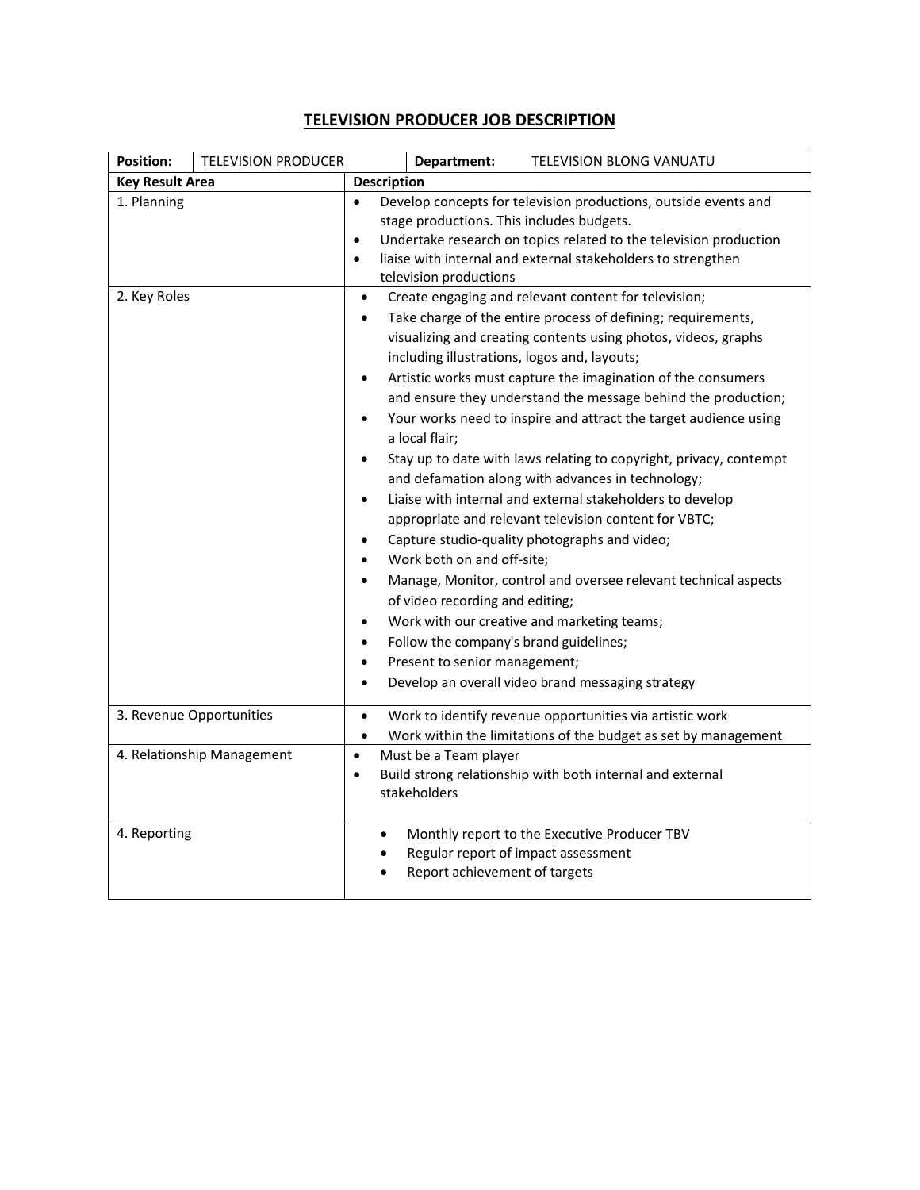# TELEVISION PRODUCER JOB DESCRIPTION

| **Position:** | TELEVISION PRODUCER | **Department:** | TELEVISION BLONG VANUATU |
|---|---|---|---|
| **Key Result Area** | **Description** | | |
| 1. Planning | • Develop concepts for television productions, outside events and stage productions. This includes budgets.<br>• Undertake research on topics related to the television production<br>• liaise with internal and external stakeholders to strengthen television productions | | |
| 2. Key Roles | • Create engaging and relevant content for television;<br>• Take charge of the entire process of defining; requirements, visualizing and creating contents using photos, videos, graphs including illustrations, logos and, layouts;<br>• Artistic works must capture the imagination of the consumers and ensure they understand the message behind the production;<br>• Your works need to inspire and attract the target audience using a local flair;<br>• Stay up to date with laws relating to copyright, privacy, contempt and defamation along with advances in technology;<br>• Liaise with internal and external stakeholders to develop appropriate and relevant television content for VBTC;<br>• Capture studio-quality photographs and video;<br>• Work both on and off-site;<br>• Manage, Monitor, control and oversee relevant technical aspects of video recording and editing;<br>• Work with our creative and marketing teams;<br>• Follow the company's brand guidelines;<br>• Present to senior management;<br>• Develop an overall video brand messaging strategy | | |
| 3. Revenue Opportunities | • Work to identify revenue opportunities via artistic work<br>• Work within the limitations of the budget as set by management | | |
| 4. Relationship Management | • Must be a Team player<br>• Build strong relationship with both internal and external stakeholders | | |
| 4. Reporting | • Monthly report to the Executive Producer TBV<br>• Regular report of impact assessment<br>• Report achievement of targets | | |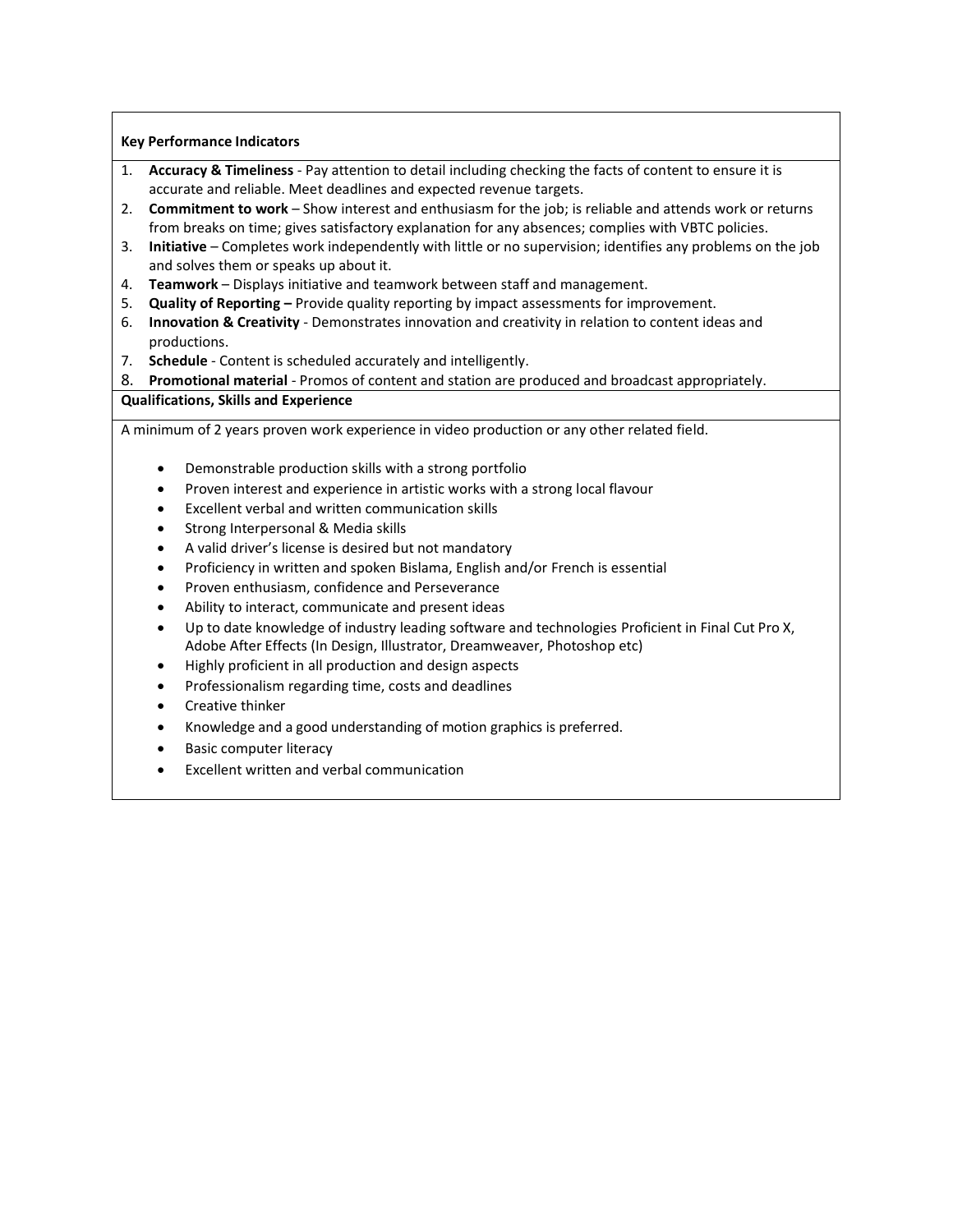**Key Performance Indicators**

1. **Accuracy & Timeliness** - Pay attention to detail including checking the facts of content to ensure it is accurate and reliable. Meet deadlines and expected revenue targets.
2. **Commitment to work** – Show interest and enthusiasm for the job; is reliable and attends work or returns from breaks on time; gives satisfactory explanation for any absences; complies with VBTC policies.
3. **Initiative** – Completes work independently with little or no supervision; identifies any problems on the job and solves them or speaks up about it.
4. **Teamwork** – Displays initiative and teamwork between staff and management.
5. **Quality of Reporting –** Provide quality reporting by impact assessments for improvement.
6. **Innovation & Creativity** - Demonstrates innovation and creativity in relation to content ideas and productions.
7. **Schedule** - Content is scheduled accurately and intelligently.
8. **Promotional material** - Promos of content and station are produced and broadcast appropriately.

**Qualifications, Skills and Experience**

A minimum of 2 years proven work experience in video production or any other related field.

- Demonstrable production skills with a strong portfolio
- Proven interest and experience in artistic works with a strong local flavour
- Excellent verbal and written communication skills
- Strong Interpersonal & Media skills
- A valid driver's license is desired but not mandatory
- Proficiency in written and spoken Bislama, English and/or French is essential
- Proven enthusiasm, confidence and Perseverance
- Ability to interact, communicate and present ideas
- Up to date knowledge of industry leading software and technologies Proficient in Final Cut Pro X, Adobe After Effects (In Design, Illustrator, Dreamweaver, Photoshop etc)
- Highly proficient in all production and design aspects
- Professionalism regarding time, costs and deadlines
- Creative thinker
- Knowledge and a good understanding of motion graphics is preferred.
- Basic computer literacy
- Excellent written and verbal communication